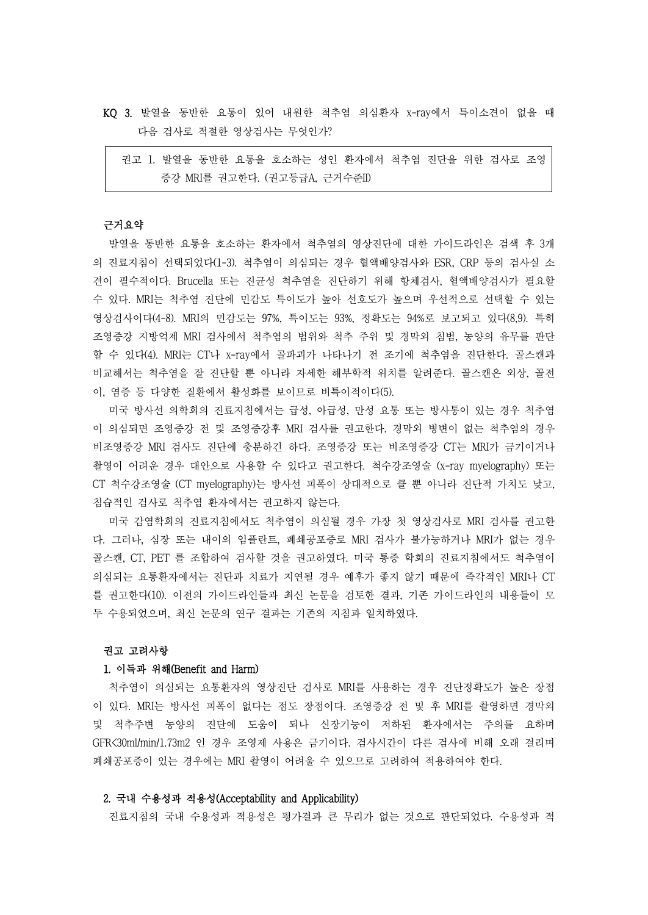**KQ 3.** 발열을 동반한 요통이 있어 내원한 척추염 의심환자 x-ray에서 특이소견이 없을 때 다음 검사로 적절한 영상검사는 무엇인가?

> 권고 1. 발열을 동반한 요통을 호소하는 성인 환자에서 척추염 진단을 위한 검사로 조영증강 MRI를 권고한다. (권고등급A, 근거수준II)

**근거요약**

발열을 동반한 요통을 호소하는 환자에서 척추염의 영상진단에 대한 가이드라인은 검색 후 3개의 진료지침이 선택되었다(1-3). 척추염이 의심되는 경우 혈액배양검사와 ESR, CRP 등의 검사실 소견이 필수적이다. Brucella 또는 진균성 척추염을 진단하기 위해 항체검사, 혈액배양검사가 필요할 수 있다. MRI는 척추염 진단에 민감도 특이도가 높아 선호도가 높으며 우선적으로 선택할 수 있는 영상검사이다(4-8). MRI의 민감도는 97%, 특이도는 93%, 정확도는 94%로 보고되고 있다(8,9). 특히 조영증강 지방억제 MRI 검사에서 척추염의 범위와 척추 주위 및 경막외 침범, 농양의 유무를 판단할 수 있다(4). MRI는 CT나 x-ray에서 골파괴가 나타나기 전 조기에 척추염을 진단한다. 골스캔과 비교해서는 척추염을 잘 진단할 뿐 아니라 자세한 해부학적 위치를 알려준다. 골스캔은 외상, 골전이, 염증 등 다양한 질환에서 활성화를 보이므로 비특이적이다(5).

미국 방사선 의학회의 진료지침에서는 급성, 아급성, 만성 요통 또는 방사통이 있는 경우 척추염이 의심되면 조영증강 전 및 조영증강후 MRI 검사를 권고한다. 경막외 병변이 없는 척추염의 경우 비조영증강 MRI 검사도 진단에 충분하긴 하다. 조영증강 또는 비조영증강 CT는 MRI가 금기이거나 촬영이 어려운 경우 대안으로 사용할 수 있다고 권고한다. 척수강조영술 (x-ray myelography) 또는 CT 척수강조영술 (CT myelography)는 방사선 피폭이 상대적으로 클 뿐 아니라 진단적 가치도 낮고, 침습적인 검사로 척추염 환자에서는 권고하지 않는다.

미국 감염학회의 진료지침에서도 척추염이 의심될 경우 가장 첫 영상검사로 MRI 검사를 권고한다. 그러나, 심장 또는 내이의 임플란트, 폐쇄공포증로 MRI 검사가 불가능하거나 MRI가 없는 경우 골스캔, CT, PET 를 조합하여 검사할 것을 권고하였다. 미국 통증 학회의 진료지침에서도 척추염이 의심되는 요통환자에서는 진단과 치료가 지연될 경우 예후가 좋지 않기 때문에 즉각적인 MRI나 CT를 권고한다(10). 이전의 가이드라인들과 최신 논문을 검토한 결과, 기존 가이드라인의 내용들이 모두 수용되었으며, 최신 논문의 연구 결과는 기존의 지침과 일치하였다.

**권고 고려사항**

**1. 이득과 위해(Benefit and Harm)**

척추염이 의심되는 요통환자의 영상진단 검사로 MRI를 사용하는 경우 진단정확도가 높은 장점이 있다. MRI는 방사선 피폭이 없다는 점도 장점이다. 조영증강 전 및 후 MRI를 촬영하면 경막외 및 척추주변 농양의 진단에 도움이 되나 신장기능이 저하된 환자에서는 주의를 요하며 GFR<30ml/min/1.73m2 인 경우 조영제 사용은 금기이다. 검사시간이 다른 검사에 비해 오래 걸리며 폐쇄공포증이 있는 경우에는 MRI 촬영이 어려울 수 있으므로 고려하여 적용하여야 한다.

**2. 국내 수용성과 적용성(Acceptability and Applicability)**

진료지침의 국내 수용성과 적용성은 평가결과 큰 무리가 없는 것으로 판단되었다. 수용성과 적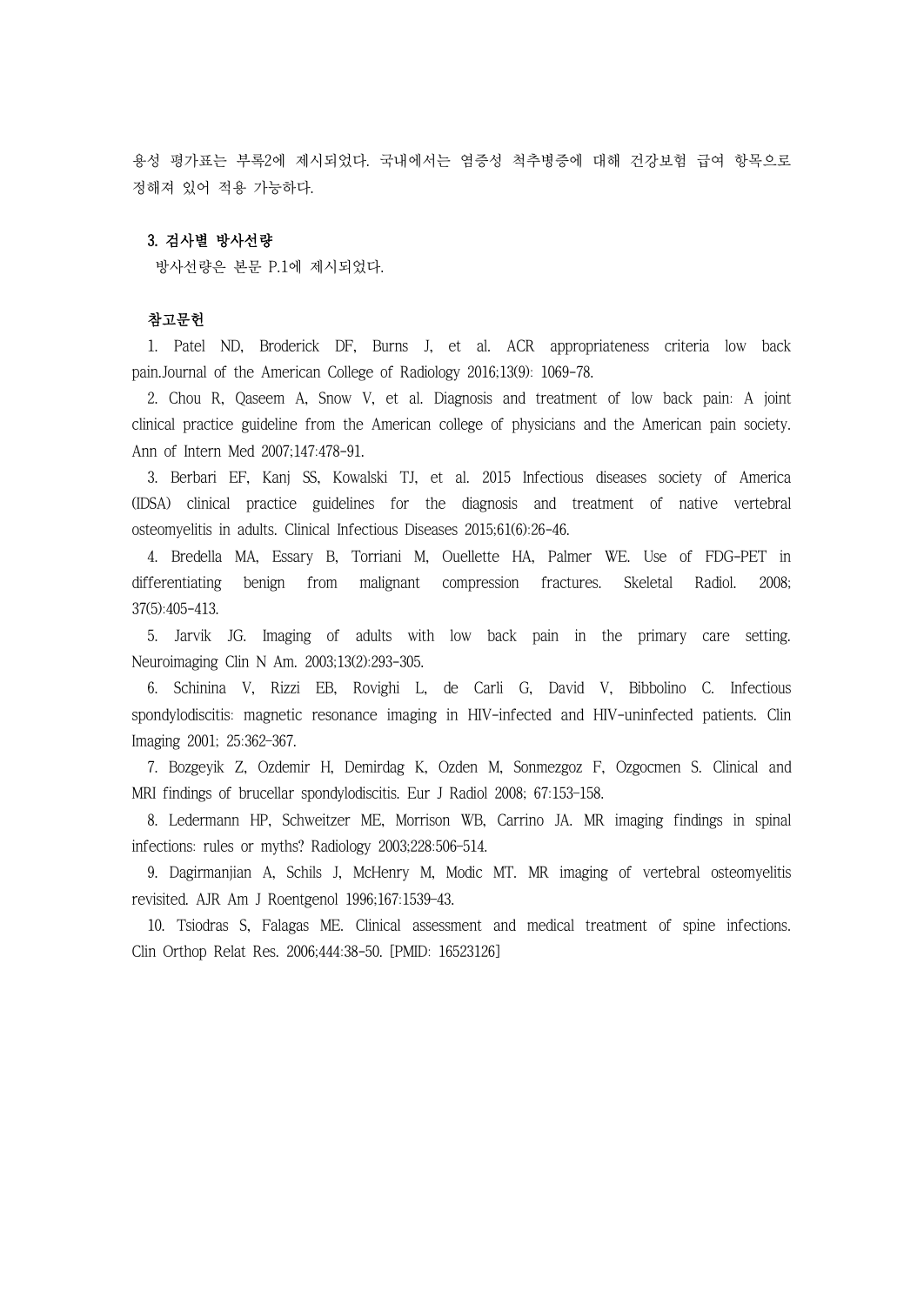용성 평가표는 부록2에 제시되었다. 국내에서는 염증성 척추병증에 대해 건강보험 급여 항목으로 정해져 있어 적용 가능하다.

### 3. 검사별 방사선량

방사선량은 본문 P.1에 제시되었다.

### 참고문헌

1. Patel ND, Broderick DF, Burns J, et al. ACR appropriateness criteria low back pain.Journal of the American College of Radiology 2016;13(9): 1069-78.
2. Chou R, Qaseem A, Snow V, et al. Diagnosis and treatment of low back pain: A joint clinical practice guideline from the American college of physicians and the American pain seciety. Ann of Intern Med 2007;147:478-91.
3. Berbari EF, Kanj SS, Kowalski TJ, et al. 2015 Infectious diseases society of America (IDSA) clinical practice guidelines for the diagnosis and treatment of native vertebral osteomyelitis in adults. Clinical Infectious Diseases 2015;61(6):26-46.
4. Bredella MA, Essary B, Torriani M, Ouellette HA, Palmer WE. Use of FDG-PET in differentiating benign from malignant compression fractures. Skeletal Radiol. 2008; 37(5):405-413.
5. Jarvik JG. Imaging of adults with low back pain in the primary care setting. Neuroimaging Clin N Am. 2003;13(2):293-305.
6. Schinina V, Rizzi EB, Rovighi L, de Carli G, David V, Bibbolino C. Infectious spondylodiscitis: magnetic resonance imaging in HIV-infected and HIV-uninfected patients. Clin Imaging 2001; 25:362-367.
7. Bozgeyik Z, Ozdemir H, Demirdag K, Ozden M, Sonmezgoz F, Ozgocmen S. Clinical and MRI findings of brucellar spondylodiscitis. Eur J Radiol 2008; 67:153-158.
8. Ledermann HP, Schweitzer ME, Morrison WB, Carrino JA. MR imaging findings in spinal infections: rules or myths? Radiology 2003;228:506-514.
9. Dagirmanjian A, Schils J, McHenry M, Modic MT. MR imaging of vertebral osteomyelitis revisited. AJR Am J Roentgenol 1996;167:1539-43.
10. Tsiodras S, Falagas ME. Clinical assessment and medical treatment of spine infections. Clin Orthop Relat Res. 2006;444:38-50. [PMID: 16523126]